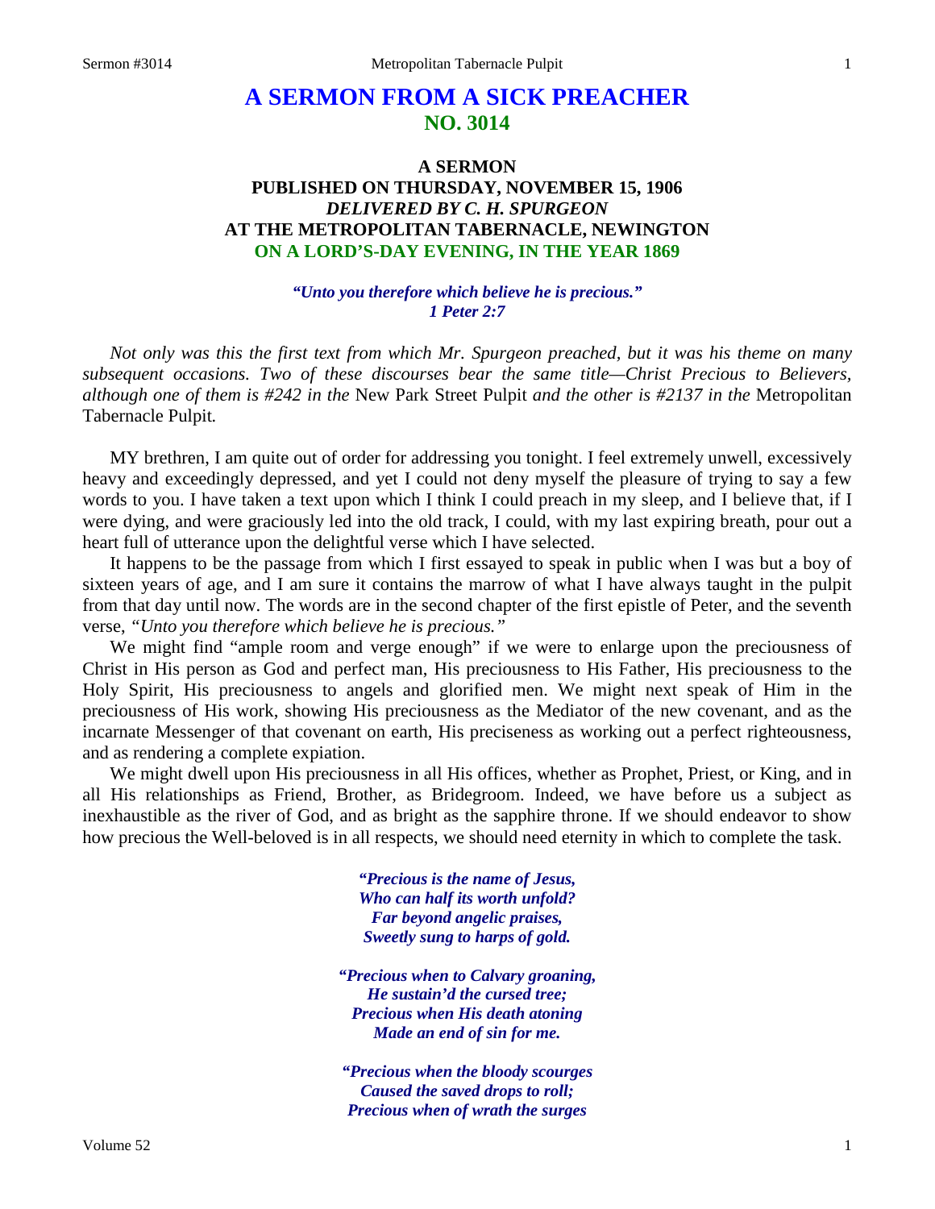# A SERMON FROM A SICK PREACHER
## NO. 3014

### A SERMON
### PUBLISHED ON THURSDAY, NOVEMBER 15, 1906
### *DELIVERED BY C. H. SPURGEON*
### AT THE METROPOLITAN TABERNACLE, NEWINGTON
### ON A LORD'S-DAY EVENING, IN THE YEAR 1869

***"Unto you therefore which believe he is precious."***
***1 Peter 2:7***

*Not only was this the first text from which Mr. Spurgeon preached, but it was his theme on many subsequent occasions. Two of these discourses bear the same title—Christ Precious to Believers, although one of them is #242 in the* New Park Street Pulpit *and the other is #2137 in the* Metropolitan Tabernacle Pulpit*.*

MY brethren, I am quite out of order for addressing you tonight. I feel extremely unwell, excessively heavy and exceedingly depressed, and yet I could not deny myself the pleasure of trying to say a few words to you. I have taken a text upon which I think I could preach in my sleep, and I believe that, if I were dying, and were graciously led into the old track, I could, with my last expiring breath, pour out a heart full of utterance upon the delightful verse which I have selected.

It happens to be the passage from which I first essayed to speak in public when I was but a boy of sixteen years of age, and I am sure it contains the marrow of what I have always taught in the pulpit from that day until now. The words are in the second chapter of the first epistle of Peter, and the seventh verse, *"Unto you therefore which believe he is precious."*

We might find "ample room and verge enough" if we were to enlarge upon the preciousness of Christ in His person as God and perfect man, His preciousness to His Father, His preciousness to the Holy Spirit, His preciousness to angels and glorified men. We might next speak of Him in the preciousness of His work, showing His preciousness as the Mediator of the new covenant, and as the incarnate Messenger of that covenant on earth, His preciseness as working out a perfect righteousness, and as rendering a complete expiation.

We might dwell upon His preciousness in all His offices, whether as Prophet, Priest, or King, and in all His relationships as Friend, Brother, as Bridegroom. Indeed, we have before us a subject as inexhaustible as the river of God, and as bright as the sapphire throne. If we should endeavor to show how precious the Well-beloved is in all respects, we should need eternity in which to complete the task.

***"Precious is the name of Jesus,***
***Who can half its worth unfold?***
***Far beyond angelic praises,***
***Sweetly sung to harps of gold.***

***"Precious when to Calvary groaning,***
***He sustain'd the cursed tree;***
***Precious when His death atoning***
***Made an end of sin for me.***

***"Precious when the bloody scourges***
***Caused the saved drops to roll;***
***Precious when of wrath the surges***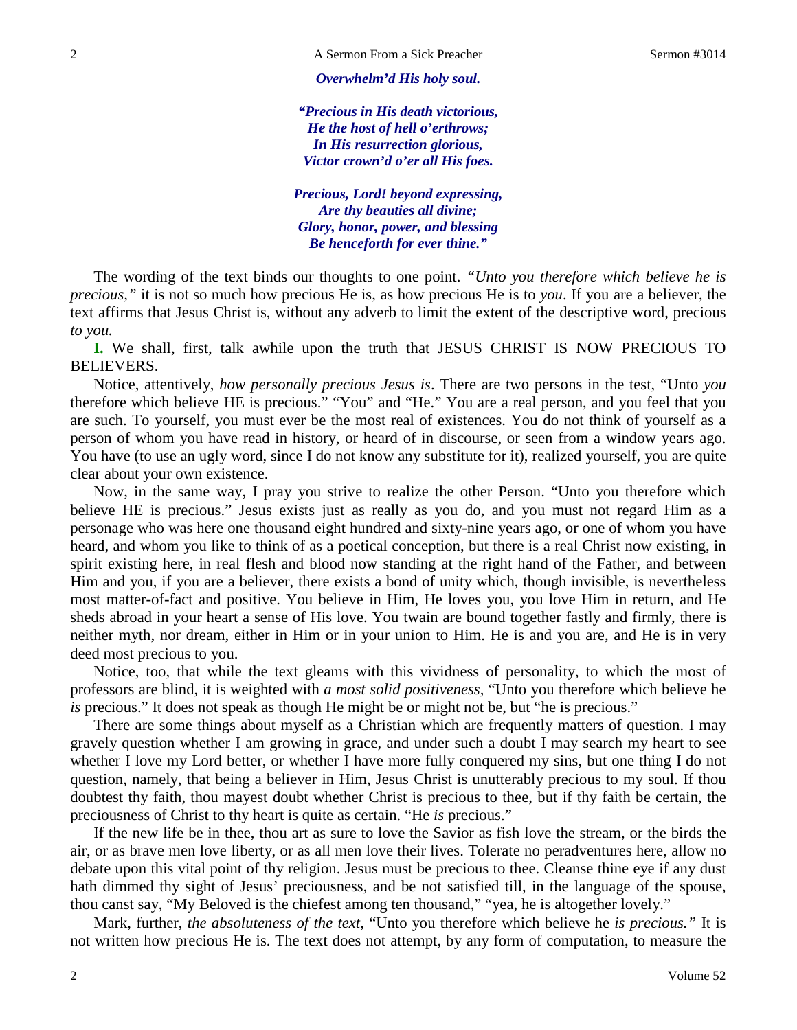*Overwhelm'd His holy soul.*

*"Precious in His death victorious,*
*He the host of hell o'erthrows;*
*In His resurrection glorious,*
*Victor crown'd o'er all His foes.*

*Precious, Lord! beyond expressing,*
*Are thy beauties all divine;*
*Glory, honor, power, and blessing*
*Be henceforth for ever thine."*

The wording of the text binds our thoughts to one point. *"Unto you therefore which believe he is precious,"* it is not so much how precious He is, as how precious He is to *you*. If you are a believer, the text affirms that Jesus Christ is, without any adverb to limit the extent of the descriptive word, precious *to you.*

**I.** We shall, first, talk awhile upon the truth that JESUS CHRIST IS NOW PRECIOUS TO BELIEVERS.

Notice, attentively, *how personally precious Jesus is*. There are two persons in the test, "Unto *you* therefore which believe HE is precious." "You" and "He." You are a real person, and you feel that you are such. To yourself, you must ever be the most real of existences. You do not think of yourself as a person of whom you have read in history, or heard of in discourse, or seen from a window years ago. You have (to use an ugly word, since I do not know any substitute for it), realized yourself, you are quite clear about your own existence.

Now, in the same way, I pray you strive to realize the other Person. "Unto you therefore which believe HE is precious." Jesus exists just as really as you do, and you must not regard Him as a personage who was here one thousand eight hundred and sixty-nine years ago, or one of whom you have heard, and whom you like to think of as a poetical conception, but there is a real Christ now existing, in spirit existing here, in real flesh and blood now standing at the right hand of the Father, and between Him and you, if you are a believer, there exists a bond of unity which, though invisible, is nevertheless most matter-of-fact and positive. You believe in Him, He loves you, you love Him in return, and He sheds abroad in your heart a sense of His love. You twain are bound together fastly and firmly, there is neither myth, nor dream, either in Him or in your union to Him. He is and you are, and He is in very deed most precious to you.

Notice, too, that while the text gleams with this vividness of personality, to which the most of professors are blind, it is weighted with *a most solid positiveness*, "Unto you therefore which believe he *is* precious." It does not speak as though He might be or might not be, but "he is precious."

There are some things about myself as a Christian which are frequently matters of question. I may gravely question whether I am growing in grace, and under such a doubt I may search my heart to see whether I love my Lord better, or whether I have more fully conquered my sins, but one thing I do not question, namely, that being a believer in Him, Jesus Christ is unutterably precious to my soul. If thou doubtest thy faith, thou mayest doubt whether Christ is precious to thee, but if thy faith be certain, the preciousness of Christ to thy heart is quite as certain. "He *is* precious."

If the new life be in thee, thou art as sure to love the Savior as fish love the stream, or the birds the air, or as brave men love liberty, or as all men love their lives. Tolerate no peradventures here, allow no debate upon this vital point of thy religion. Jesus must be precious to thee. Cleanse thine eye if any dust hath dimmed thy sight of Jesus' preciousness, and be not satisfied till, in the language of the spouse, thou canst say, "My Beloved is the chiefest among ten thousand," "yea, he is altogether lovely."

Mark, further, *the absoluteness of the text,* "Unto you therefore which believe he *is precious."* It is not written how precious He is. The text does not attempt, by any form of computation, to measure the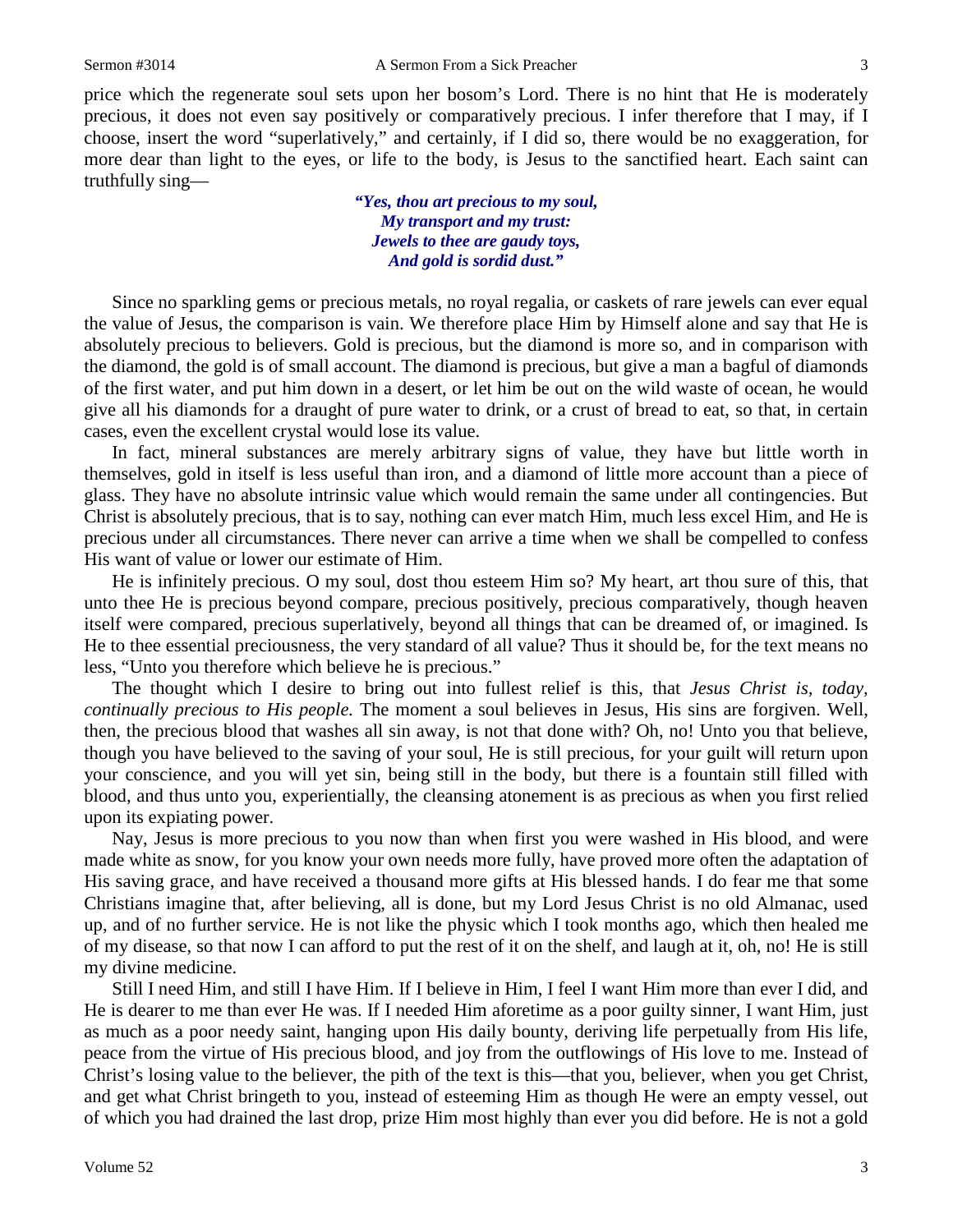price which the regenerate soul sets upon her bosom's Lord. There is no hint that He is moderately precious, it does not even say positively or comparatively precious. I infer therefore that I may, if I choose, insert the word "superlatively," and certainly, if I did so, there would be no exaggeration, for more dear than light to the eyes, or life to the body, is Jesus to the sanctified heart. Each saint can truthfully sing—

> ***"Yes, thou art precious to my soul,***
> ***My transport and my trust:***
> ***Jewels to thee are gaudy toys,***
> ***And gold is sordid dust."***

Since no sparkling gems or precious metals, no royal regalia, or caskets of rare jewels can ever equal the value of Jesus, the comparison is vain. We therefore place Him by Himself alone and say that He is absolutely precious to believers. Gold is precious, but the diamond is more so, and in comparison with the diamond, the gold is of small account. The diamond is precious, but give a man a bagful of diamonds of the first water, and put him down in a desert, or let him be out on the wild waste of ocean, he would give all his diamonds for a draught of pure water to drink, or a crust of bread to eat, so that, in certain cases, even the excellent crystal would lose its value.

In fact, mineral substances are merely arbitrary signs of value, they have but little worth in themselves, gold in itself is less useful than iron, and a diamond of little more account than a piece of glass. They have no absolute intrinsic value which would remain the same under all contingencies. But Christ is absolutely precious, that is to say, nothing can ever match Him, much less excel Him, and He is precious under all circumstances. There never can arrive a time when we shall be compelled to confess His want of value or lower our estimate of Him.

He is infinitely precious. O my soul, dost thou esteem Him so? My heart, art thou sure of this, that unto thee He is precious beyond compare, precious positively, precious comparatively, though heaven itself were compared, precious superlatively, beyond all things that can be dreamed of, or imagined. Is He to thee essential preciousness, the very standard of all value? Thus it should be, for the text means no less, "Unto you therefore which believe he is precious."

The thought which I desire to bring out into fullest relief is this, that *Jesus Christ is, today, continually precious to His people.* The moment a soul believes in Jesus, His sins are forgiven. Well, then, the precious blood that washes all sin away, is not that done with? Oh, no! Unto you that believe, though you have believed to the saving of your soul, He is still precious, for your guilt will return upon your conscience, and you will yet sin, being still in the body, but there is a fountain still filled with blood, and thus unto you, experientially, the cleansing atonement is as precious as when you first relied upon its expiating power.

Nay, Jesus is more precious to you now than when first you were washed in His blood, and were made white as snow, for you know your own needs more fully, have proved more often the adaptation of His saving grace, and have received a thousand more gifts at His blessed hands. I do fear me that some Christians imagine that, after believing, all is done, but my Lord Jesus Christ is no old Almanac, used up, and of no further service. He is not like the physic which I took months ago, which then healed me of my disease, so that now I can afford to put the rest of it on the shelf, and laugh at it, oh, no! He is still my divine medicine.

Still I need Him, and still I have Him. If I believe in Him, I feel I want Him more than ever I did, and He is dearer to me than ever He was. If I needed Him aforetime as a poor guilty sinner, I want Him, just as much as a poor needy saint, hanging upon His daily bounty, deriving life perpetually from His life, peace from the virtue of His precious blood, and joy from the outflowings of His love to me. Instead of Christ's losing value to the believer, the pith of the text is this—that you, believer, when you get Christ, and get what Christ bringeth to you, instead of esteeming Him as though He were an empty vessel, out of which you had drained the last drop, prize Him most highly than ever you did before. He is not a gold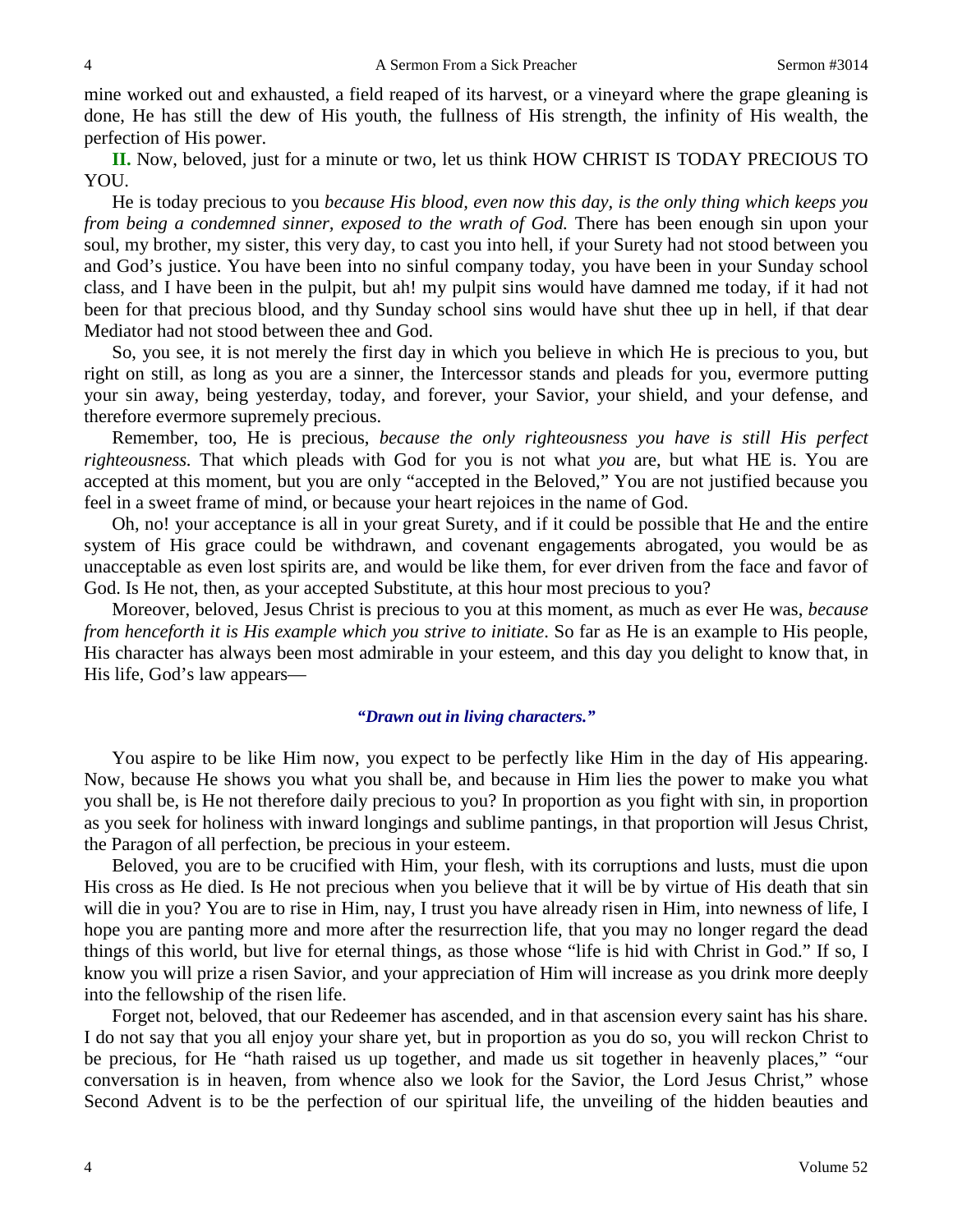mine worked out and exhausted, a field reaped of its harvest, or a vineyard where the grape gleaning is done, He has still the dew of His youth, the fullness of His strength, the infinity of His wealth, the perfection of His power.

**II.** Now, beloved, just for a minute or two, let us think HOW CHRIST IS TODAY PRECIOUS TO YOU.

He is today precious to you *because His blood, even now this day, is the only thing which keeps you from being a condemned sinner, exposed to the wrath of God.* There has been enough sin upon your soul, my brother, my sister, this very day, to cast you into hell, if your Surety had not stood between you and God's justice. You have been into no sinful company today, you have been in your Sunday school class, and I have been in the pulpit, but ah! my pulpit sins would have damned me today, if it had not been for that precious blood, and thy Sunday school sins would have shut thee up in hell, if that dear Mediator had not stood between thee and God.

So, you see, it is not merely the first day in which you believe in which He is precious to you, but right on still, as long as you are a sinner, the Intercessor stands and pleads for you, evermore putting your sin away, being yesterday, today, and forever, your Savior, your shield, and your defense, and therefore evermore supremely precious.

Remember, too, He is precious, *because the only righteousness you have is still His perfect righteousness.* That which pleads with God for you is not what *you* are, but what HE is. You are accepted at this moment, but you are only "accepted in the Beloved," You are not justified because you feel in a sweet frame of mind, or because your heart rejoices in the name of God.

Oh, no! your acceptance is all in your great Surety, and if it could be possible that He and the entire system of His grace could be withdrawn, and covenant engagements abrogated, you would be as unacceptable as even lost spirits are, and would be like them, for ever driven from the face and favor of God. Is He not, then, as your accepted Substitute, at this hour most precious to you?

Moreover, beloved, Jesus Christ is precious to you at this moment, as much as ever He was, *because from henceforth it is His example which you strive to initiate*. So far as He is an example to His people, His character has always been most admirable in your esteem, and this day you delight to know that, in His life, God's law appears—

*"Drawn out in living characters."*

You aspire to be like Him now, you expect to be perfectly like Him in the day of His appearing. Now, because He shows you what you shall be, and because in Him lies the power to make you what you shall be, is He not therefore daily precious to you? In proportion as you fight with sin, in proportion as you seek for holiness with inward longings and sublime pantings, in that proportion will Jesus Christ, the Paragon of all perfection, be precious in your esteem.

Beloved, you are to be crucified with Him, your flesh, with its corruptions and lusts, must die upon His cross as He died. Is He not precious when you believe that it will be by virtue of His death that sin will die in you? You are to rise in Him, nay, I trust you have already risen in Him, into newness of life, I hope you are panting more and more after the resurrection life, that you may no longer regard the dead things of this world, but live for eternal things, as those whose "life is hid with Christ in God." If so, I know you will prize a risen Savior, and your appreciation of Him will increase as you drink more deeply into the fellowship of the risen life.

Forget not, beloved, that our Redeemer has ascended, and in that ascension every saint has his share. I do not say that you all enjoy your share yet, but in proportion as you do so, you will reckon Christ to be precious, for He "hath raised us up together, and made us sit together in heavenly places," "our conversation is in heaven, from whence also we look for the Savior, the Lord Jesus Christ," whose Second Advent is to be the perfection of our spiritual life, the unveiling of the hidden beauties and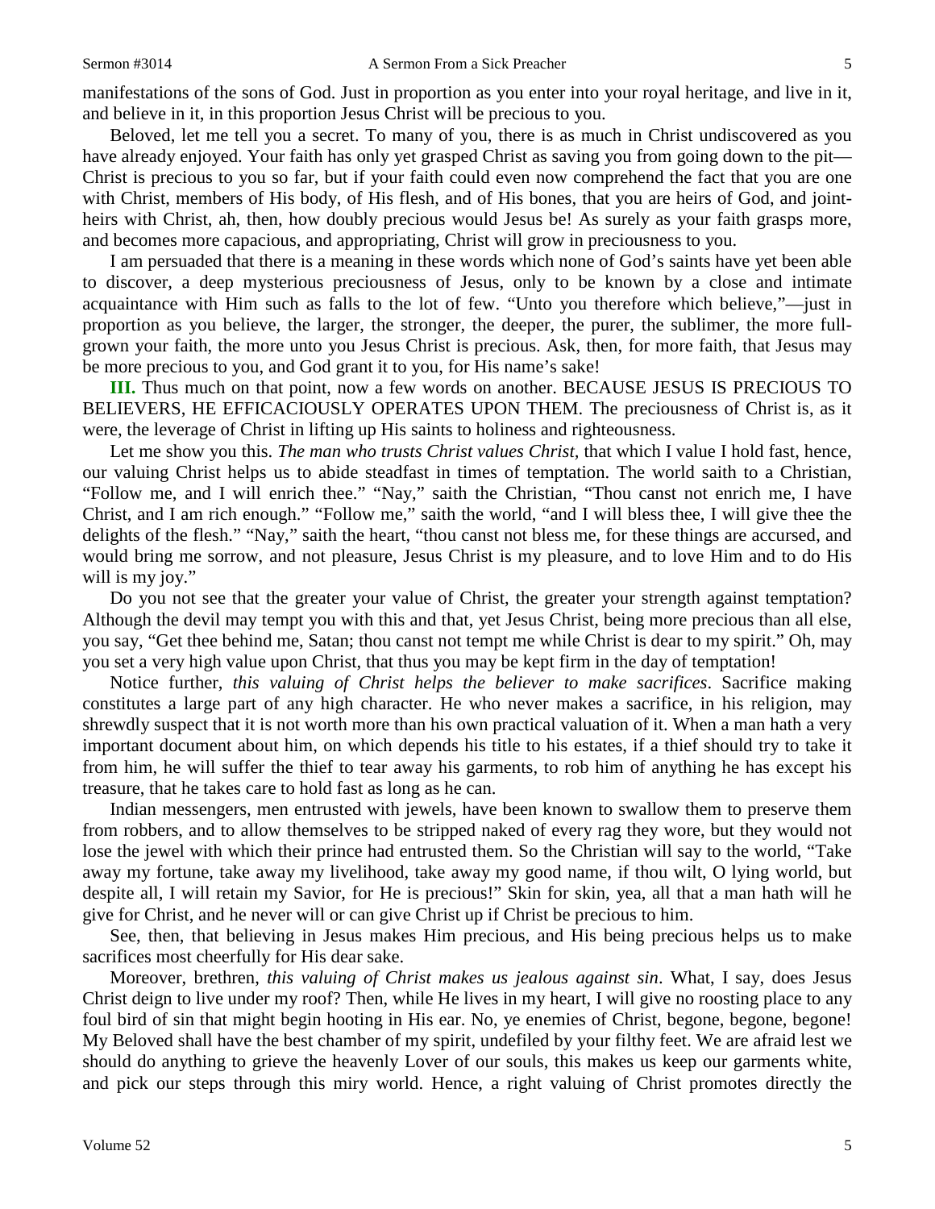manifestations of the sons of God. Just in proportion as you enter into your royal heritage, and live in it, and believe in it, in this proportion Jesus Christ will be precious to you.

Beloved, let me tell you a secret. To many of you, there is as much in Christ undiscovered as you have already enjoyed. Your faith has only yet grasped Christ as saving you from going down to the pit—Christ is precious to you so far, but if your faith could even now comprehend the fact that you are one with Christ, members of His body, of His flesh, and of His bones, that you are heirs of God, and joint-heirs with Christ, ah, then, how doubly precious would Jesus be! As surely as your faith grasps more, and becomes more capacious, and appropriating, Christ will grow in preciousness to you.

I am persuaded that there is a meaning in these words which none of God's saints have yet been able to discover, a deep mysterious preciousness of Jesus, only to be known by a close and intimate acquaintance with Him such as falls to the lot of few. "Unto you therefore which believe,"—just in proportion as you believe, the larger, the stronger, the deeper, the purer, the sublimer, the more full-grown your faith, the more unto you Jesus Christ is precious. Ask, then, for more faith, that Jesus may be more precious to you, and God grant it to you, for His name's sake!

**III.** Thus much on that point, now a few words on another. BECAUSE JESUS IS PRECIOUS TO BELIEVERS, HE EFFICACIOUSLY OPERATES UPON THEM. The preciousness of Christ is, as it were, the leverage of Christ in lifting up His saints to holiness and righteousness.

Let me show you this. *The man who trusts Christ values Christ*, that which I value I hold fast, hence, our valuing Christ helps us to abide steadfast in times of temptation. The world saith to a Christian, "Follow me, and I will enrich thee." "Nay," saith the Christian, "Thou canst not enrich me, I have Christ, and I am rich enough." "Follow me," saith the world, "and I will bless thee, I will give thee the delights of the flesh." "Nay," saith the heart, "thou canst not bless me, for these things are accursed, and would bring me sorrow, and not pleasure, Jesus Christ is my pleasure, and to love Him and to do His will is my joy."

Do you not see that the greater your value of Christ, the greater your strength against temptation? Although the devil may tempt you with this and that, yet Jesus Christ, being more precious than all else, you say, "Get thee behind me, Satan; thou canst not tempt me while Christ is dear to my spirit." Oh, may you set a very high value upon Christ, that thus you may be kept firm in the day of temptation!

Notice further, *this valuing of Christ helps the believer to make sacrifices*. Sacrifice making constitutes a large part of any high character. He who never makes a sacrifice, in his religion, may shrewdly suspect that it is not worth more than his own practical valuation of it. When a man hath a very important document about him, on which depends his title to his estates, if a thief should try to take it from him, he will suffer the thief to tear away his garments, to rob him of anything he has except his treasure, that he takes care to hold fast as long as he can.

Indian messengers, men entrusted with jewels, have been known to swallow them to preserve them from robbers, and to allow themselves to be stripped naked of every rag they wore, but they would not lose the jewel with which their prince had entrusted them. So the Christian will say to the world, "Take away my fortune, take away my livelihood, take away my good name, if thou wilt, O lying world, but despite all, I will retain my Savior, for He is precious!" Skin for skin, yea, all that a man hath will he give for Christ, and he never will or can give Christ up if Christ be precious to him.

See, then, that believing in Jesus makes Him precious, and His being precious helps us to make sacrifices most cheerfully for His dear sake.

Moreover, brethren, *this valuing of Christ makes us jealous against sin*. What, I say, does Jesus Christ deign to live under my roof? Then, while He lives in my heart, I will give no roosting place to any foul bird of sin that might begin hooting in His ear. No, ye enemies of Christ, begone, begone, begone! My Beloved shall have the best chamber of my spirit, undefiled by your filthy feet. We are afraid lest we should do anything to grieve the heavenly Lover of our souls, this makes us keep our garments white, and pick our steps through this miry world. Hence, a right valuing of Christ promotes directly the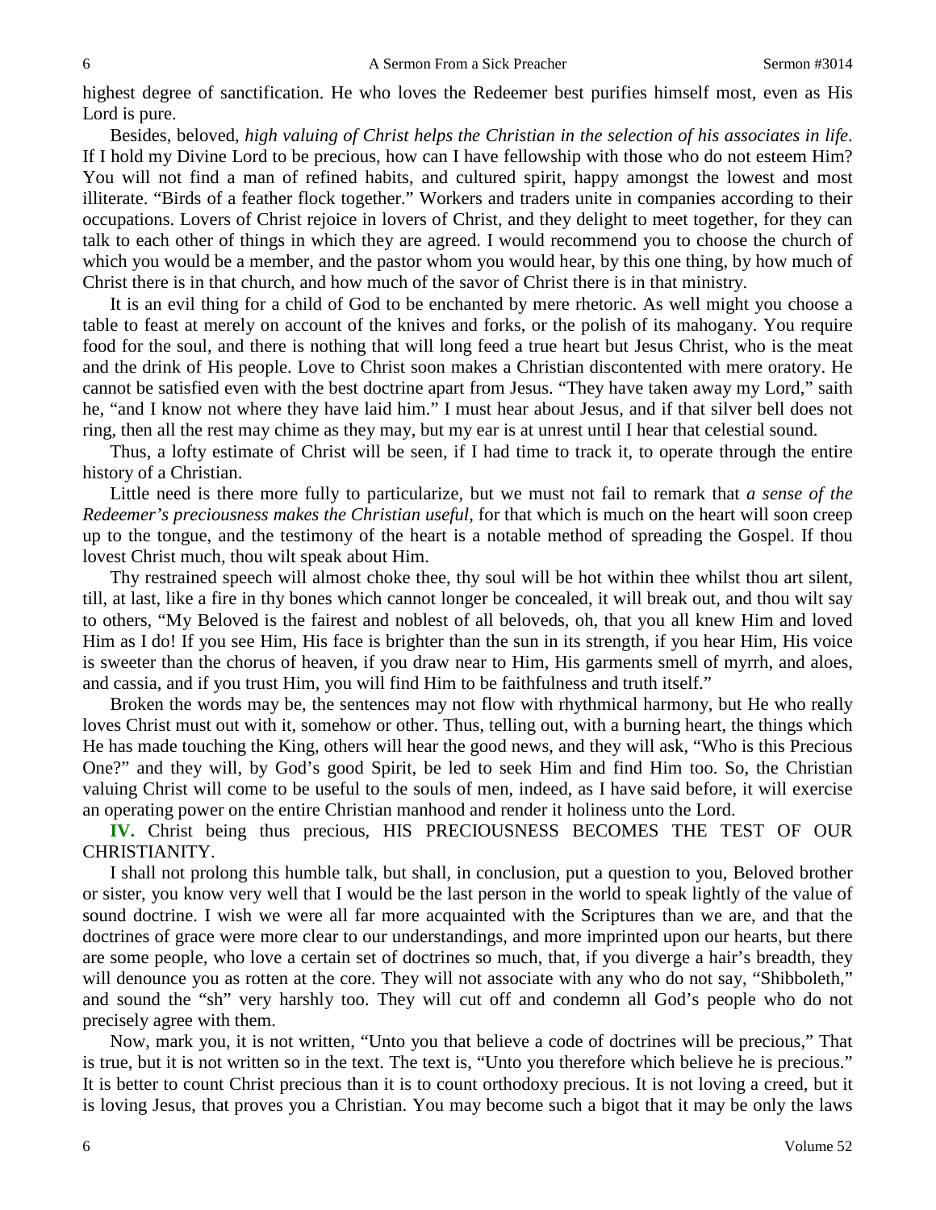highest degree of sanctification. He who loves the Redeemer best purifies himself most, even as His Lord is pure.

Besides, beloved, *high valuing of Christ helps the Christian in the selection of his associates in life*. If I hold my Divine Lord to be precious, how can I have fellowship with those who do not esteem Him? You will not find a man of refined habits, and cultured spirit, happy amongst the lowest and most illiterate. "Birds of a feather flock together." Workers and traders unite in companies according to their occupations. Lovers of Christ rejoice in lovers of Christ, and they delight to meet together, for they can talk to each other of things in which they are agreed. I would recommend you to choose the church of which you would be a member, and the pastor whom you would hear, by this one thing, by how much of Christ there is in that church, and how much of the savor of Christ there is in that ministry.

It is an evil thing for a child of God to be enchanted by mere rhetoric. As well might you choose a table to feast at merely on account of the knives and forks, or the polish of its mahogany. You require food for the soul, and there is nothing that will long feed a true heart but Jesus Christ, who is the meat and the drink of His people. Love to Christ soon makes a Christian discontented with mere oratory. He cannot be satisfied even with the best doctrine apart from Jesus. "They have taken away my Lord," saith he, "and I know not where they have laid him." I must hear about Jesus, and if that silver bell does not ring, then all the rest may chime as they may, but my ear is at unrest until I hear that celestial sound.

Thus, a lofty estimate of Christ will be seen, if I had time to track it, to operate through the entire history of a Christian.

Little need is there more fully to particularize, but we must not fail to remark that *a sense of the Redeemer's preciousness makes the Christian useful*, for that which is much on the heart will soon creep up to the tongue, and the testimony of the heart is a notable method of spreading the Gospel. If thou lovest Christ much, thou wilt speak about Him.

Thy restrained speech will almost choke thee, thy soul will be hot within thee whilst thou art silent, till, at last, like a fire in thy bones which cannot longer be concealed, it will break out, and thou wilt say to others, "My Beloved is the fairest and noblest of all beloveds, oh, that you all knew Him and loved Him as I do! If you see Him, His face is brighter than the sun in its strength, if you hear Him, His voice is sweeter than the chorus of heaven, if you draw near to Him, His garments smell of myrrh, and aloes, and cassia, and if you trust Him, you will find Him to be faithfulness and truth itself."

Broken the words may be, the sentences may not flow with rhythmical harmony, but He who really loves Christ must out with it, somehow or other. Thus, telling out, with a burning heart, the things which He has made touching the King, others will hear the good news, and they will ask, "Who is this Precious One?" and they will, by God's good Spirit, be led to seek Him and find Him too. So, the Christian valuing Christ will come to be useful to the souls of men, indeed, as I have said before, it will exercise an operating power on the entire Christian manhood and render it holiness unto the Lord.

**IV.** Christ being thus precious, HIS PRECIOUSNESS BECOMES THE TEST OF OUR CHRISTIANITY.

I shall not prolong this humble talk, but shall, in conclusion, put a question to you, Beloved brother or sister, you know very well that I would be the last person in the world to speak lightly of the value of sound doctrine. I wish we were all far more acquainted with the Scriptures than we are, and that the doctrines of grace were more clear to our understandings, and more imprinted upon our hearts, but there are some people, who love a certain set of doctrines so much, that, if you diverge a hair's breadth, they will denounce you as rotten at the core. They will not associate with any who do not say, "Shibboleth," and sound the "sh" very harshly too. They will cut off and condemn all God's people who do not precisely agree with them.

Now, mark you, it is not written, "Unto you that believe a code of doctrines will be precious," That is true, but it is not written so in the text. The text is, "Unto you therefore which believe he is precious." It is better to count Christ precious than it is to count orthodoxy precious. It is not loving a creed, but it is loving Jesus, that proves you a Christian. You may become such a bigot that it may be only the laws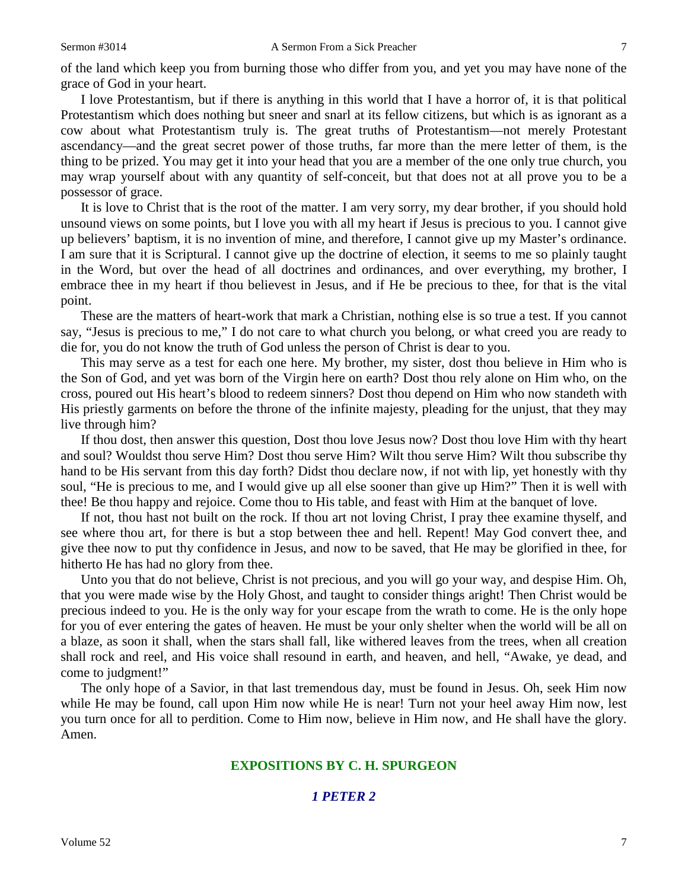of the land which keep you from burning those who differ from you, and yet you may have none of the grace of God in your heart.

I love Protestantism, but if there is anything in this world that I have a horror of, it is that political Protestantism which does nothing but sneer and snarl at its fellow citizens, but which is as ignorant as a cow about what Protestantism truly is. The great truths of Protestantism—not merely Protestant ascendancy—and the great secret power of those truths, far more than the mere letter of them, is the thing to be prized. You may get it into your head that you are a member of the one only true church, you may wrap yourself about with any quantity of self-conceit, but that does not at all prove you to be a possessor of grace.

It is love to Christ that is the root of the matter. I am very sorry, my dear brother, if you should hold unsound views on some points, but I love you with all my heart if Jesus is precious to you. I cannot give up believers' baptism, it is no invention of mine, and therefore, I cannot give up my Master's ordinance. I am sure that it is Scriptural. I cannot give up the doctrine of election, it seems to me so plainly taught in the Word, but over the head of all doctrines and ordinances, and over everything, my brother, I embrace thee in my heart if thou believest in Jesus, and if He be precious to thee, for that is the vital point.

These are the matters of heart-work that mark a Christian, nothing else is so true a test. If you cannot say, "Jesus is precious to me," I do not care to what church you belong, or what creed you are ready to die for, you do not know the truth of God unless the person of Christ is dear to you.

This may serve as a test for each one here. My brother, my sister, dost thou believe in Him who is the Son of God, and yet was born of the Virgin here on earth? Dost thou rely alone on Him who, on the cross, poured out His heart's blood to redeem sinners? Dost thou depend on Him who now standeth with His priestly garments on before the throne of the infinite majesty, pleading for the unjust, that they may live through him?

If thou dost, then answer this question, Dost thou love Jesus now? Dost thou love Him with thy heart and soul? Wouldst thou serve Him? Dost thou serve Him? Wilt thou serve Him? Wilt thou subscribe thy hand to be His servant from this day forth? Didst thou declare now, if not with lip, yet honestly with thy soul, "He is precious to me, and I would give up all else sooner than give up Him?" Then it is well with thee! Be thou happy and rejoice. Come thou to His table, and feast with Him at the banquet of love.

If not, thou hast not built on the rock. If thou art not loving Christ, I pray thee examine thyself, and see where thou art, for there is but a stop between thee and hell. Repent! May God convert thee, and give thee now to put thy confidence in Jesus, and now to be saved, that He may be glorified in thee, for hitherto He has had no glory from thee.

Unto you that do not believe, Christ is not precious, and you will go your way, and despise Him. Oh, that you were made wise by the Holy Ghost, and taught to consider things aright! Then Christ would be precious indeed to you. He is the only way for your escape from the wrath to come. He is the only hope for you of ever entering the gates of heaven. He must be your only shelter when the world will be all on a blaze, as soon it shall, when the stars shall fall, like withered leaves from the trees, when all creation shall rock and reel, and His voice shall resound in earth, and heaven, and hell, "Awake, ye dead, and come to judgment!"

The only hope of a Savior, in that last tremendous day, must be found in Jesus. Oh, seek Him now while He may be found, call upon Him now while He is near! Turn not your heel away Him now, lest you turn once for all to perdition. Come to Him now, believe in Him now, and He shall have the glory. Amen.

## EXPOSITIONS BY C. H. SPURGEON

### *1 PETER 2*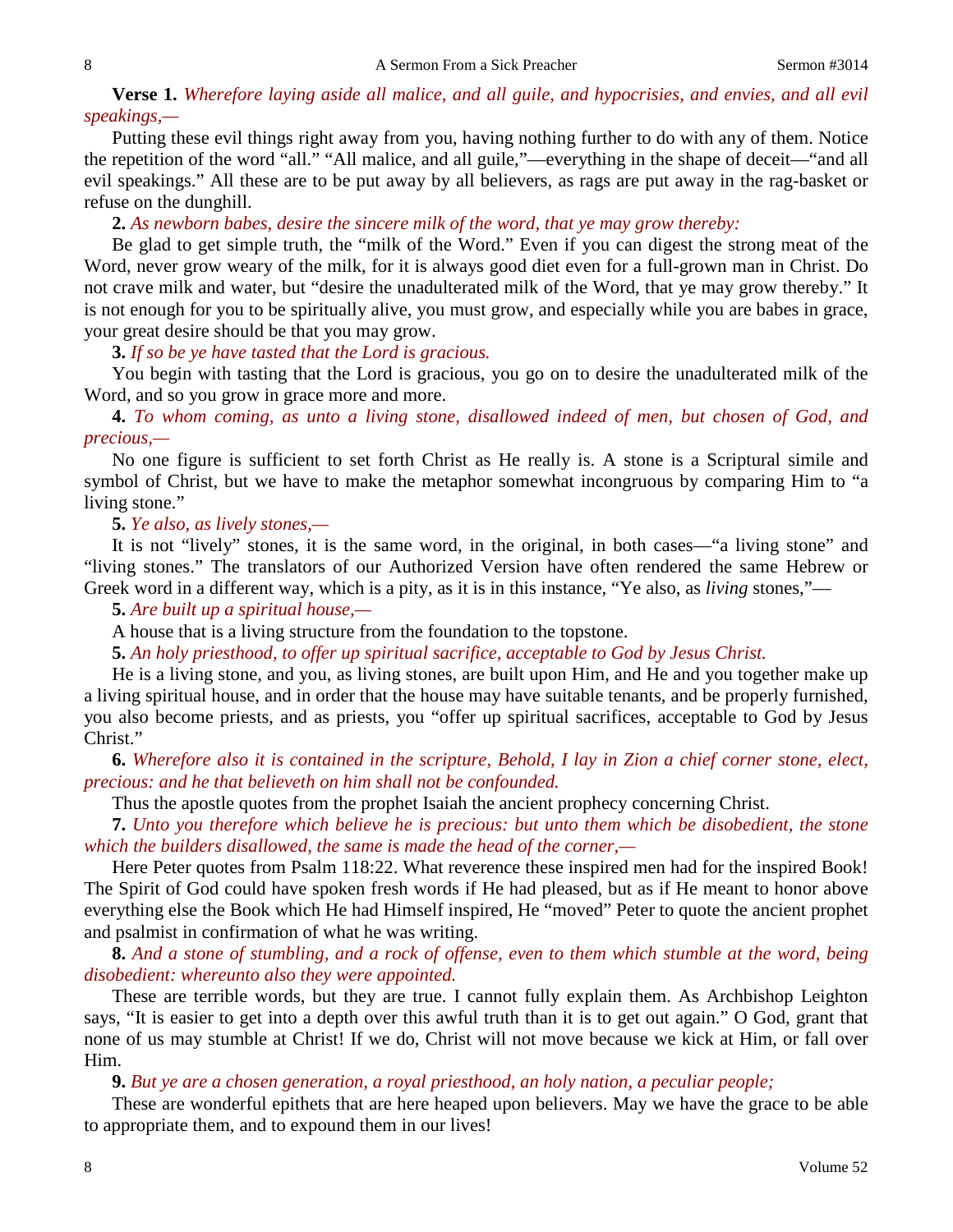**Verse 1.** *Wherefore laying aside all malice, and all guile, and hypocrisies, and envies, and all evil speakings,—*

Putting these evil things right away from you, having nothing further to do with any of them. Notice the repetition of the word "all." "All malice, and all guile,"—everything in the shape of deceit—"and all evil speakings." All these are to be put away by all believers, as rags are put away in the rag-basket or refuse on the dunghill.

**2.** *As newborn babes, desire the sincere milk of the word, that ye may grow thereby:*

Be glad to get simple truth, the "milk of the Word." Even if you can digest the strong meat of the Word, never grow weary of the milk, for it is always good diet even for a full-grown man in Christ. Do not crave milk and water, but "desire the unadulterated milk of the Word, that ye may grow thereby." It is not enough for you to be spiritually alive, you must grow, and especially while you are babes in grace, your great desire should be that you may grow.

**3.** *If so be ye have tasted that the Lord is gracious.*

You begin with tasting that the Lord is gracious, you go on to desire the unadulterated milk of the Word, and so you grow in grace more and more.

**4.** *To whom coming, as unto a living stone, disallowed indeed of men, but chosen of God, and precious,—*

No one figure is sufficient to set forth Christ as He really is. A stone is a Scriptural simile and symbol of Christ, but we have to make the metaphor somewhat incongruous by comparing Him to "a living stone."

**5.** *Ye also, as lively stones,—*

It is not "lively" stones, it is the same word, in the original, in both cases—"a living stone" and "living stones." The translators of our Authorized Version have often rendered the same Hebrew or Greek word in a different way, which is a pity, as it is in this instance, "Ye also, as *living* stones,"—

**5.** *Are built up a spiritual house,—*

A house that is a living structure from the foundation to the topstone.

**5.** *An holy priesthood, to offer up spiritual sacrifice, acceptable to God by Jesus Christ.*

He is a living stone, and you, as living stones, are built upon Him, and He and you together make up a living spiritual house, and in order that the house may have suitable tenants, and be properly furnished, you also become priests, and as priests, you "offer up spiritual sacrifices, acceptable to God by Jesus Christ."

**6.** *Wherefore also it is contained in the scripture, Behold, I lay in Zion a chief corner stone, elect, precious: and he that believeth on him shall not be confounded.*

Thus the apostle quotes from the prophet Isaiah the ancient prophecy concerning Christ.

**7.** *Unto you therefore which believe he is precious: but unto them which be disobedient, the stone which the builders disallowed, the same is made the head of the corner,—*

Here Peter quotes from Psalm 118:22. What reverence these inspired men had for the inspired Book! The Spirit of God could have spoken fresh words if He had pleased, but as if He meant to honor above everything else the Book which He had Himself inspired, He "moved" Peter to quote the ancient prophet and psalmist in confirmation of what he was writing.

**8.** *And a stone of stumbling, and a rock of offense, even to them which stumble at the word, being disobedient: whereunto also they were appointed.*

These are terrible words, but they are true. I cannot fully explain them. As Archbishop Leighton says, "It is easier to get into a depth over this awful truth than it is to get out again." O God, grant that none of us may stumble at Christ! If we do, Christ will not move because we kick at Him, or fall over Him.

**9.** *But ye are a chosen generation, a royal priesthood, an holy nation, a peculiar people;*

These are wonderful epithets that are here heaped upon believers. May we have the grace to be able to appropriate them, and to expound them in our lives!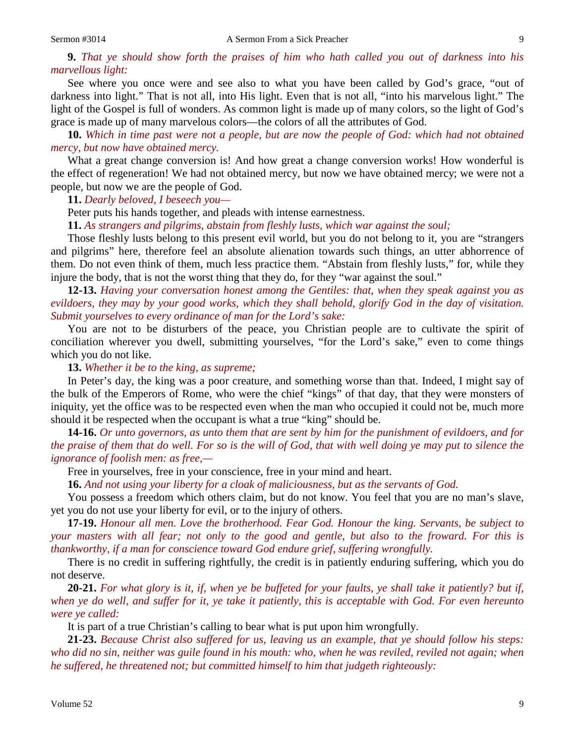**9.** *That ye should show forth the praises of him who hath called you out of darkness into his marvellous light:*

See where you once were and see also to what you have been called by God's grace, "out of darkness into light." That is not all, into His light. Even that is not all, "into his marvelous light." The light of the Gospel is full of wonders. As common light is made up of many colors, so the light of God's grace is made up of many marvelous colors—the colors of all the attributes of God.

**10.** *Which in time past were not a people, but are now the people of God: which had not obtained mercy, but now have obtained mercy.*

What a great change conversion is! And how great a change conversion works! How wonderful is the effect of regeneration! We had not obtained mercy, but now we have obtained mercy; we were not a people, but now we are the people of God.

**11.** *Dearly beloved, I beseech you—*

Peter puts his hands together, and pleads with intense earnestness.

**11.** *As strangers and pilgrims, abstain from fleshly lusts, which war against the soul;*

Those fleshly lusts belong to this present evil world, but you do not belong to it, you are "strangers and pilgrims" here, therefore feel an absolute alienation towards such things, an utter abhorrence of them. Do not even think of them, much less practice them. "Abstain from fleshly lusts," for, while they injure the body, that is not the worst thing that they do, for they "war against the soul."

**12-13.** *Having your conversation honest among the Gentiles: that, when they speak against you as evildoers, they may by your good works, which they shall behold, glorify God in the day of visitation. Submit yourselves to every ordinance of man for the Lord's sake:*

You are not to be disturbers of the peace, you Christian people are to cultivate the spirit of conciliation wherever you dwell, submitting yourselves, "for the Lord's sake," even to come things which you do not like.

**13.** *Whether it be to the king, as supreme;*

In Peter's day, the king was a poor creature, and something worse than that. Indeed, I might say of the bulk of the Emperors of Rome, who were the chief "kings" of that day, that they were monsters of iniquity, yet the office was to be respected even when the man who occupied it could not be, much more should it be respected when the occupant is what a true "king" should be.

**14-16.** *Or unto governors, as unto them that are sent by him for the punishment of evildoers, and for the praise of them that do well. For so is the will of God, that with well doing ye may put to silence the ignorance of foolish men: as free,—*

Free in yourselves, free in your conscience, free in your mind and heart.

**16.** *And not using your liberty for a cloak of maliciousness, but as the servants of God.*

You possess a freedom which others claim, but do not know. You feel that you are no man's slave, yet you do not use your liberty for evil, or to the injury of others.

**17-19.** *Honour all men. Love the brotherhood. Fear God. Honour the king. Servants, be subject to your masters with all fear; not only to the good and gentle, but also to the froward. For this is thankworthy, if a man for conscience toward God endure grief, suffering wrongfully.*

There is no credit in suffering rightfully, the credit is in patiently enduring suffering, which you do not deserve.

**20-21.** *For what glory is it, if, when ye be buffeted for your faults, ye shall take it patiently? but if, when ye do well, and suffer for it, ye take it patiently, this is acceptable with God. For even hereunto were ye called:*

It is part of a true Christian's calling to bear what is put upon him wrongfully.

**21-23.** *Because Christ also suffered for us, leaving us an example, that ye should follow his steps: who did no sin, neither was guile found in his mouth: who, when he was reviled, reviled not again; when he suffered, he threatened not; but committed himself to him that judgeth righteously:*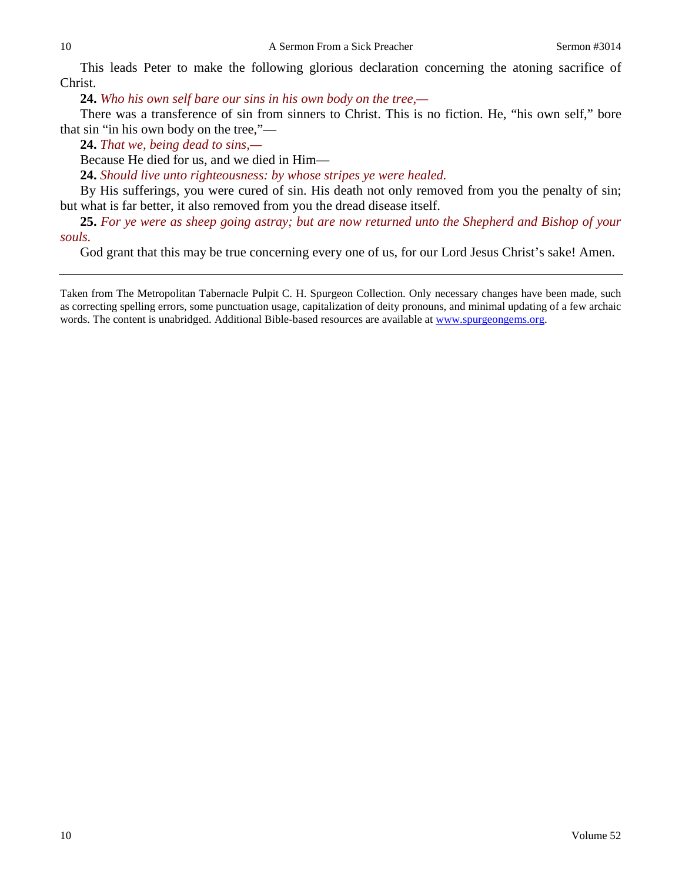This leads Peter to make the following glorious declaration concerning the atoning sacrifice of Christ.

**24.** *Who his own self bare our sins in his own body on the tree,—*

There was a transference of sin from sinners to Christ. This is no fiction. He, "his own self," bore that sin "in his own body on the tree,"—

**24.** *That we, being dead to sins,—*

Because He died for us, and we died in Him—

**24.** *Should live unto righteousness: by whose stripes ye were healed.*

By His sufferings, you were cured of sin. His death not only removed from you the penalty of sin; but what is far better, it also removed from you the dread disease itself.

**25.** *For ye were as sheep going astray; but are now returned unto the Shepherd and Bishop of your souls.*

God grant that this may be true concerning every one of us, for our Lord Jesus Christ's sake! Amen.

---

Taken from The Metropolitan Tabernacle Pulpit C. H. Spurgeon Collection. Only necessary changes have been made, such as correcting spelling errors, some punctuation usage, capitalization of deity pronouns, and minimal updating of a few archaic words. The content is unabridged. Additional Bible-based resources are available at www.spurgeongems.org.